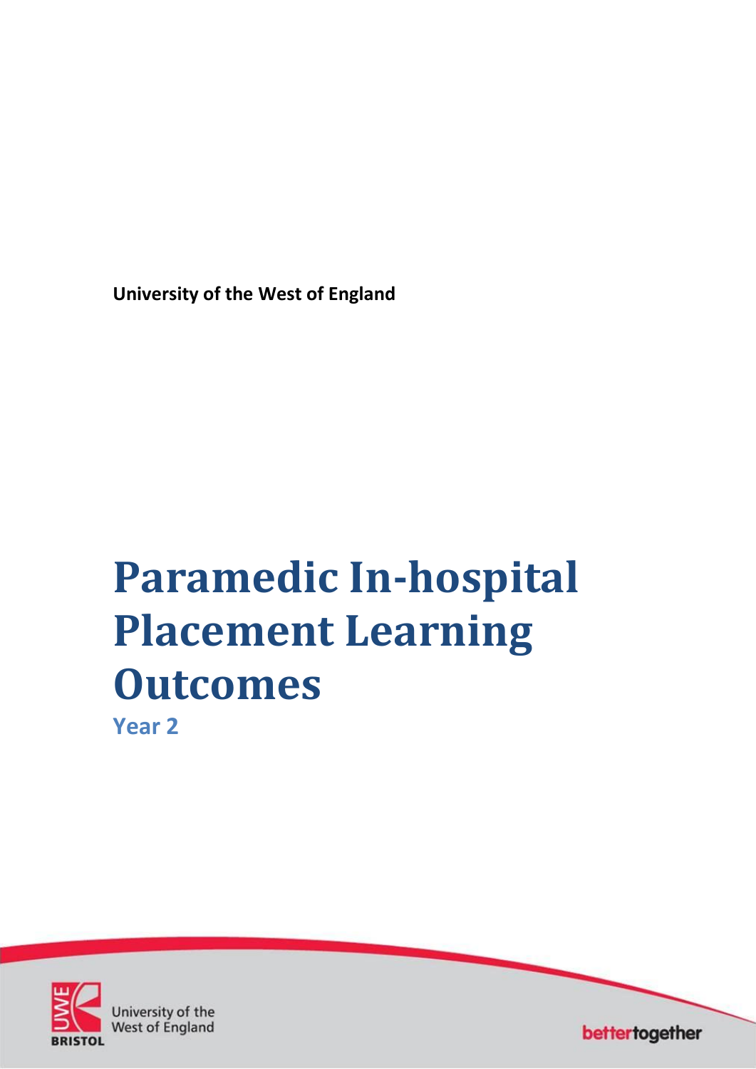**University of the West of England**

# Paramedic In-hospital Placement Learning Outcomes

## Year 2

University of the West of England

BRISTOL

bettertogether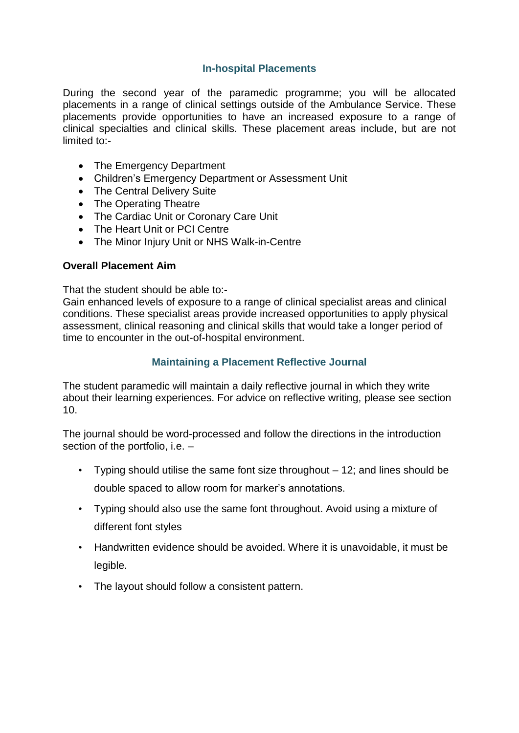## In-hospital Placements

During the second year of the paramedic programme; you will be allocated placements in a range of clinical settings outside of the Ambulance Service. These placements provide opportunities to have an increased exposure to a range of clinical specialties and clinical skills. These placement areas include, but are not limited to:-

- The Emergency Department
- Children's Emergency Department or Assessment Unit
- The Central Delivery Suite
- The Operating Theatre
- The Cardiac Unit or Coronary Care Unit
- The Heart Unit or PCI Centre
- The Minor Injury Unit or NHS Walk-in-Centre

**Overall Placement Aim**

That the student should be able to:-
Gain enhanced levels of exposure to a range of clinical specialist areas and clinical conditions. These specialist areas provide increased opportunities to apply physical assessment, clinical reasoning and clinical skills that would take a longer period of time to encounter in the out-of-hospital environment.

## Maintaining a Placement Reflective Journal

The student paramedic will maintain a daily reflective journal in which they write about their learning experiences. For advice on reflective writing, please see section 10.

The journal should be word-processed and follow the directions in the introduction section of the portfolio, i.e. –

- Typing should utilise the same font size throughout – 12; and lines should be double spaced to allow room for marker's annotations.
- Typing should also use the same font throughout. Avoid using a mixture of different font styles
- Handwritten evidence should be avoided. Where it is unavoidable, it must be legible.
- The layout should follow a consistent pattern.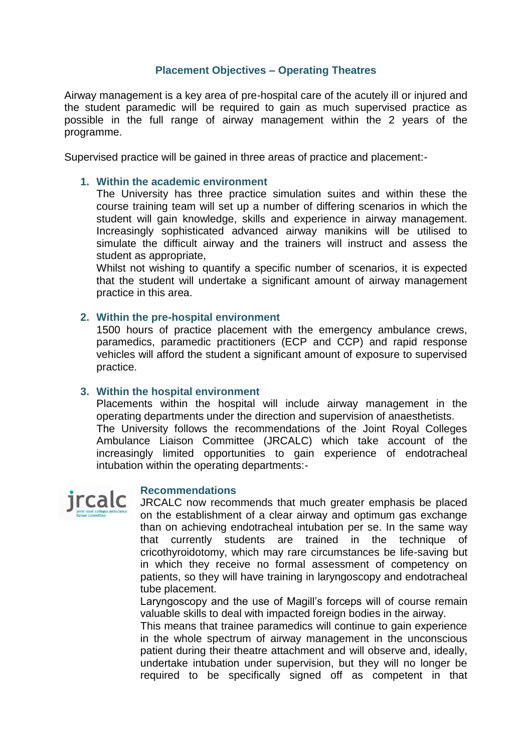## Placement Objectives – Operating Theatres

Airway management is a key area of pre-hospital care of the acutely ill or injured and the student paramedic will be required to gain as much supervised practice as possible in the full range of airway management within the 2 years of the programme.

Supervised practice will be gained in three areas of practice and placement:-

1. **Within the academic environment**
   The University has three practice simulation suites and within these the course training team will set up a number of differing scenarios in which the student will gain knowledge, skills and experience in airway management. Increasingly sophisticated advanced airway manikins will be utilised to simulate the difficult airway and the trainers will instruct and assess the student as appropriate,
   Whilst not wishing to quantify a specific number of scenarios, it is expected that the student will undertake a significant amount of airway management practice in this area.

2. **Within the pre-hospital environment**
   1500 hours of practice placement with the emergency ambulance crews, paramedics, paramedic practitioners (ECP and CCP) and rapid response vehicles will afford the student a significant amount of exposure to supervised practice.

3. **Within the hospital environment**
   Placements within the hospital will include airway management in the operating departments under the direction and supervision of anaesthetists.
   The University follows the recommendations of the Joint Royal Colleges Ambulance Liaison Committee (JRCALC) which take account of the increasingly limited opportunities to gain experience of endotracheal intubation within the operating departments:-

jrcalc joint royal colleges ambulance liaison committee

### Recommendations

JRCALC now recommends that much greater emphasis be placed on the establishment of a clear airway and optimum gas exchange than on achieving endotracheal intubation per se. In the same way that currently students are trained in the technique of cricothyroidotomy, which may rare circumstances be life-saving but in which they receive no formal assessment of competency on patients, so they will have training in laryngoscopy and endotracheal tube placement.

Laryngoscopy and the use of Magill's forceps will of course remain valuable skills to deal with impacted foreign bodies in the airway.

This means that trainee paramedics will continue to gain experience in the whole spectrum of airway management in the unconscious patient during their theatre attachment and will observe and, ideally, undertake intubation under supervision, but they will no longer be required to be specifically signed off as competent in that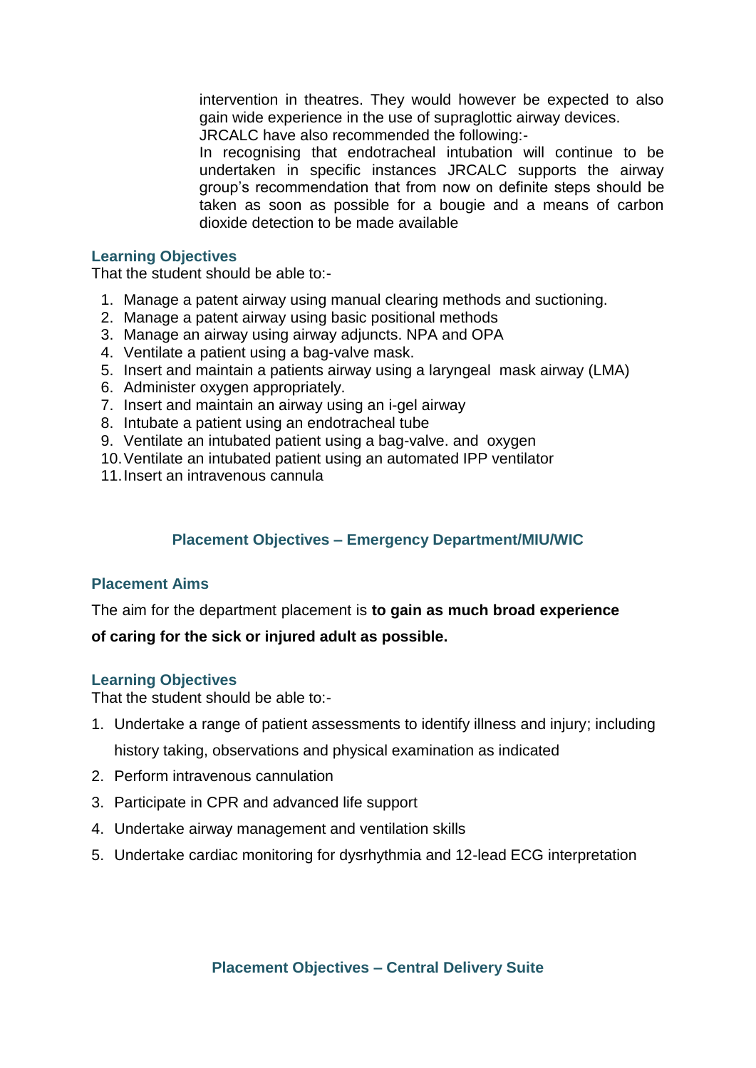intervention in theatres. They would however be expected to also gain wide experience in the use of supraglottic airway devices.
JRCALC have also recommended the following:-
In recognising that endotracheal intubation will continue to be undertaken in specific instances JRCALC supports the airway group's recommendation that from now on definite steps should be taken as soon as possible for a bougie and a means of carbon dioxide detection to be made available

### Learning Objectives

That the student should be able to:-

1. Manage a patent airway using manual clearing methods and suctioning.
2. Manage a patent airway using basic positional methods
3. Manage an airway using airway adjuncts. NPA and OPA
4. Ventilate a patient using a bag-valve mask.
5. Insert and maintain a patients airway using a laryngeal mask airway (LMA)
6. Administer oxygen appropriately.
7. Insert and maintain an airway using an i-gel airway
8. Intubate a patient using an endotracheal tube
9. Ventilate an intubated patient using a bag-valve. and oxygen
10. Ventilate an intubated patient using an automated IPP ventilator
11. Insert an intravenous cannula

## Placement Objectives – Emergency Department/MIU/WIC

### Placement Aims

The aim for the department placement is **to gain as much broad experience of caring for the sick or injured adult as possible.**

### Learning Objectives

That the student should be able to:-

1. Undertake a range of patient assessments to identify illness and injury; including history taking, observations and physical examination as indicated
2. Perform intravenous cannulation
3. Participate in CPR and advanced life support
4. Undertake airway management and ventilation skills
5. Undertake cardiac monitoring for dysrhythmia and 12-lead ECG interpretation

## Placement Objectives – Central Delivery Suite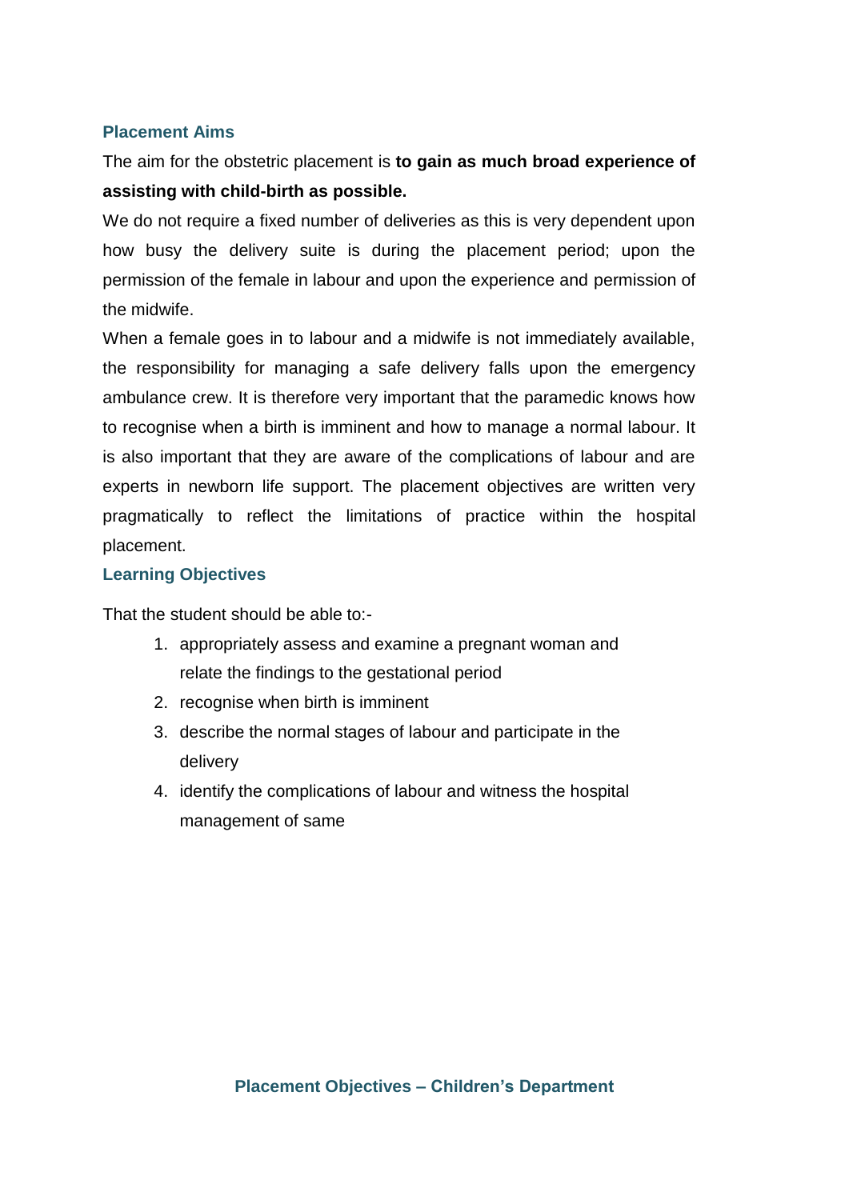## Placement Aims

The aim for the obstetric placement is **to gain as much broad experience of assisting with child-birth as possible.**

We do not require a fixed number of deliveries as this is very dependent upon how busy the delivery suite is during the placement period; upon the permission of the female in labour and upon the experience and permission of the midwife.

When a female goes in to labour and a midwife is not immediately available, the responsibility for managing a safe delivery falls upon the emergency ambulance crew. It is therefore very important that the paramedic knows how to recognise when a birth is imminent and how to manage a normal labour. It is also important that they are aware of the complications of labour and are experts in newborn life support. The placement objectives are written very pragmatically to reflect the limitations of practice within the hospital placement.

## Learning Objectives

That the student should be able to:-

1. appropriately assess and examine a pregnant woman and relate the findings to the gestational period
2. recognise when birth is imminent
3. describe the normal stages of labour and participate in the delivery
4. identify the complications of labour and witness the hospital management of same

## Placement Objectives – Children's Department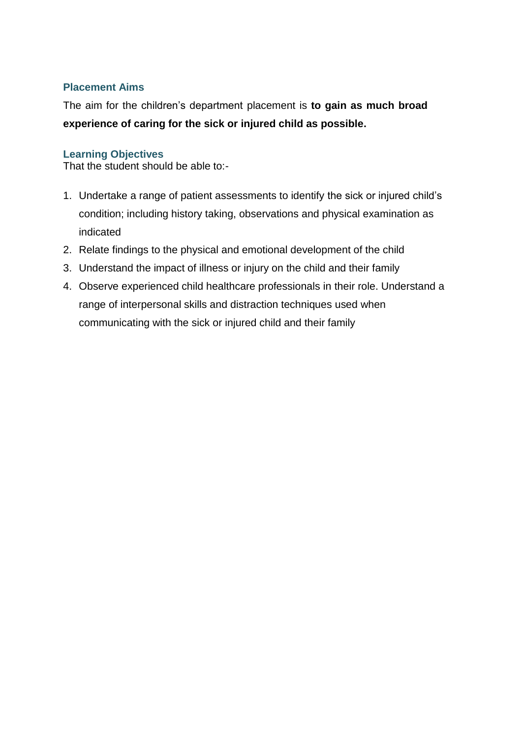### Placement Aims

The aim for the children's department placement is **to gain as much broad experience of caring for the sick or injured child as possible.**

### Learning Objectives

That the student should be able to:-

1. Undertake a range of patient assessments to identify the sick or injured child's condition; including history taking, observations and physical examination as indicated
2. Relate findings to the physical and emotional development of the child
3. Understand the impact of illness or injury on the child and their family
4. Observe experienced child healthcare professionals in their role. Understand a range of interpersonal skills and distraction techniques used when communicating with the sick or injured child and their family